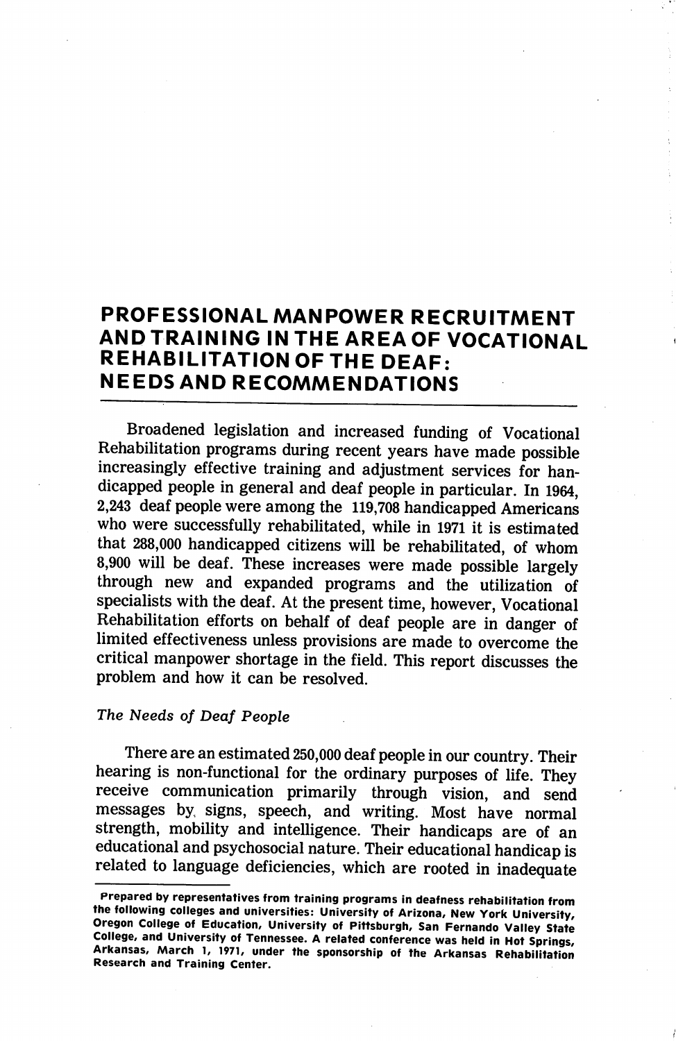# PROFESSIONAL MANPOWER RECRUITMENT AND TRAINING IN THE AREA OF VOCATIONAL REHABILITATION OF THE DEAF: NEEDS AND RECOMMENDATIONS

Broadened legislation and increased funding of Vocational Rehabilitation programs during recent years have made possible increasingly effective training and adjustment services for handicapped people in general and deaf people in particular. In 1964, 2,243 deaf people were among the 119,708 handicapped Americans who were successfully rehabilitated, while in 1971 it is estimated that 288,000 handicapped citizens will be rehabilitated, of whom 8,900 will be deaf. These increases were made possible largely through new and expanded programs and the utilization of specialists with the deaf. At the present time, however, Vocational Rehabilitation efforts on behalf of deaf people are in danger of limited effectiveness unless provisions are made to overcome the critical manpower shortage in the field. This report discusses the problem and how it can be resolved.

*The Needs of Deaf People*

There are an estimated 250,000 deaf people in our country. Their hearing is non-functional for the ordinary purposes of life. They receive communication primarily through vision, and send messages by signs, speech, and writing. Most have normal strength, mobility and intelligence. Their handicaps are of an educational and psychosocial nature. Their educational handicap is related to language deficiencies, which are rooted in inadequate

---

Prepared by representatives from training programs in deafness rehabilitation from the following colleges and universities: University of Arizona, New York University, Oregon College of Education, University of Pittsburgh, San Fernando Valley State College, and University of Tennessee. A related conference was held in Hot Springs, Arkansas, March 1, 1971, under the sponsorship of the Arkansas Rehabilitation Research and Training Center.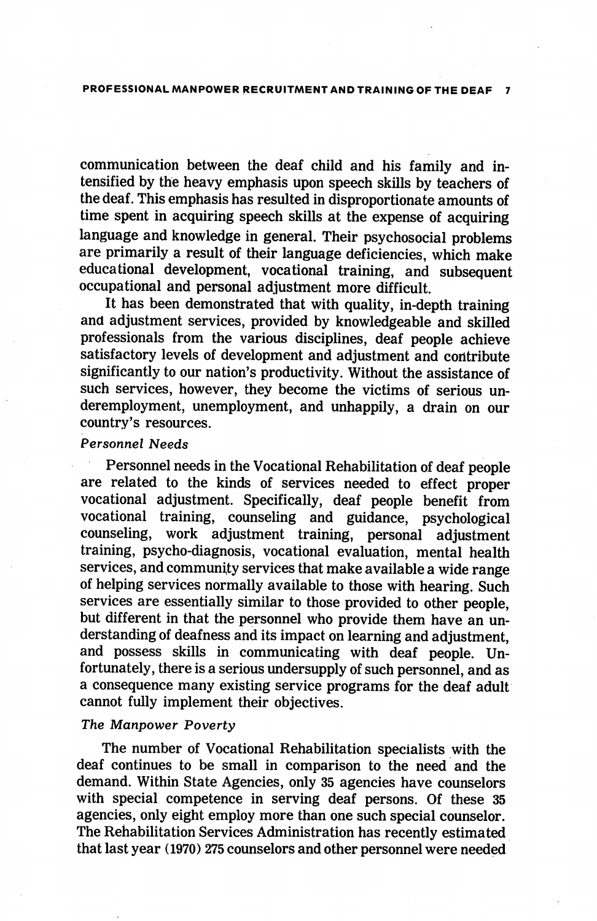communication between the deaf child and his family and intensified by the heavy emphasis upon speech skills by teachers of the deaf. This emphasis has resulted in disproportionate amounts of time spent in acquiring speech skills at the expense of acquiring language and knowledge in general. Their psychosocial problems are primarily a result of their language deficiencies, which make educational development, vocational training, and subsequent occupational and personal adjustment more difficult.

It has been demonstrated that with quality, in-depth training and adjustment services, provided by knowledgeable and skilled professionals from the various disciplines, deaf people achieve satisfactory levels of development and adjustment and contribute significantly to our nation's productivity. Without the assistance of such services, however, they become the victims of serious underemployment, unemployment, and unhappily, a drain on our country's resources.

*Personnel Needs*

Personnel needs in the Vocational Rehabilitation of deaf people are related to the kinds of services needed to effect proper vocational adjustment. Specifically, deaf people benefit from vocational training, counseling and guidance, psychological counseling, work adjustment training, personal adjustment training, psycho-diagnosis, vocational evaluation, mental health services, and community services that make available a wide range of helping services normally available to those with hearing. Such services are essentially similar to those provided to other people, but different in that the personnel who provide them have an understanding of deafness and its impact on learning and adjustment, and possess skills in communicating with deaf people. Unfortunately, there is a serious undersupply of such personnel, and as a consequence many existing service programs for the deaf adult cannot fully implement their objectives.

*The Manpower Poverty*

The number of Vocational Rehabilitation specialists with the deaf continues to be small in comparison to the need and the demand. Within State Agencies, only 35 agencies have counselors with special competence in serving deaf persons. Of these 35 agencies, only eight employ more than one such special counselor. The Rehabilitation Services Administration has recently estimated that last year (1970) 275 counselors and other personnel were needed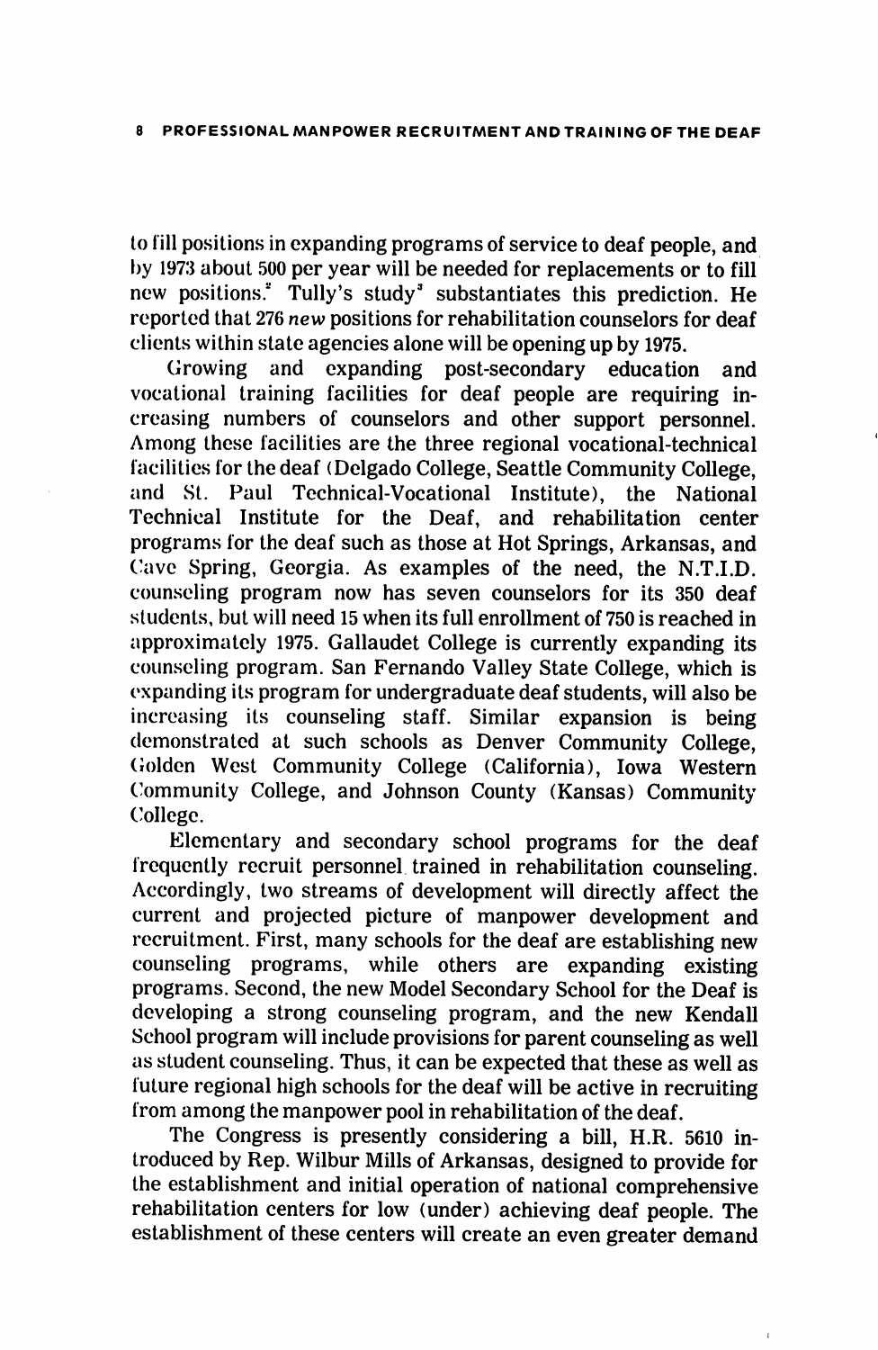to fill positions in expanding programs of service to deaf people, and by 1973 about 500 per year will be needed for replacements or to fill new positions.[2] Tully's study[3] substantiates this prediction. He reported that 276 *new* positions for rehabilitation counselors for deaf clients within state agencies alone will be opening up by 1975.

Growing and expanding post-secondary education and vocational training facilities for deaf people are requiring increasing numbers of counselors and other support personnel. Among these facilities are the three regional vocational-technical facilities for the deaf (Delgado College, Seattle Community College, and St. Paul Technical-Vocational Institute), the National Technical Institute for the Deaf, and rehabilitation center programs for the deaf such as those at Hot Springs, Arkansas, and Cave Spring, Georgia. As examples of the need, the N.T.I.D. counseling program now has seven counselors for its 350 deaf students, but will need 15 when its full enrollment of 750 is reached in approximately 1975. Gallaudet College is currently expanding its counseling program. San Fernando Valley State College, which is expanding its program for undergraduate deaf students, will also be increasing its counseling staff. Similar expansion is being demonstrated at such schools as Denver Community College, Golden West Community College (California), Iowa Western Community College, and Johnson County (Kansas) Community College.

Elementary and secondary school programs for the deaf frequently recruit personnel trained in rehabilitation counseling. Accordingly, two streams of development will directly affect the current and projected picture of manpower development and recruitment. First, many schools for the deaf are establishing new counseling programs, while others are expanding existing programs. Second, the new Model Secondary School for the Deaf is developing a strong counseling program, and the new Kendall School program will include provisions for parent counseling as well as student counseling. Thus, it can be expected that these as well as future regional high schools for the deaf will be active in recruiting from among the manpower pool in rehabilitation of the deaf.

The Congress is presently considering a bill, H.R. 5610 introduced by Rep. Wilbur Mills of Arkansas, designed to provide for the establishment and initial operation of national comprehensive rehabilitation centers for low (under) achieving deaf people. The establishment of these centers will create an even greater demand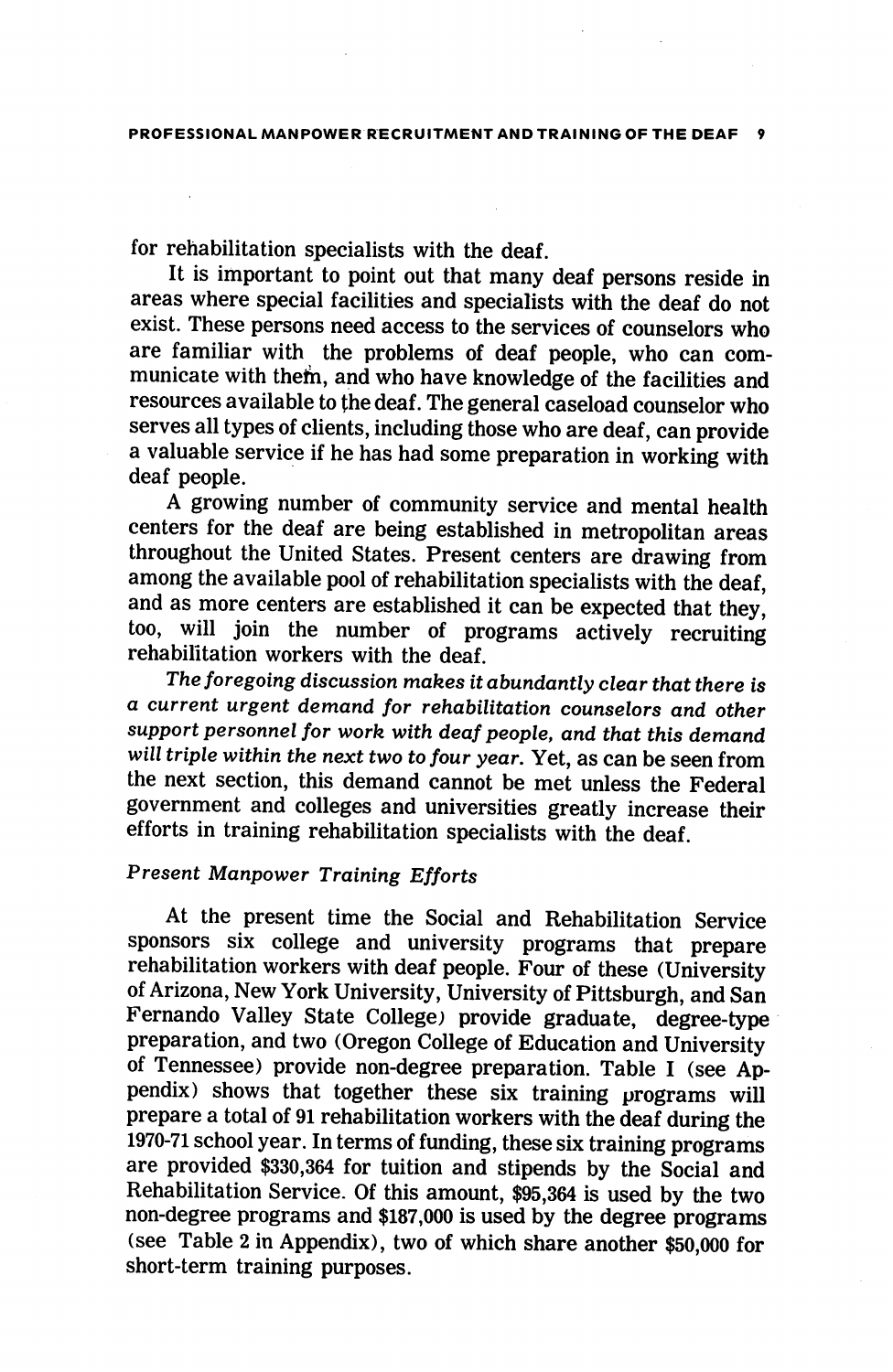for rehabilitation specialists with the deaf.

It is important to point out that many deaf persons reside in areas where special facilities and specialists with the deaf do not exist. These persons need access to the services of counselors who are familiar with the problems of deaf people, who can communicate with them, and who have knowledge of the facilities and resources available to the deaf. The general caseload counselor who serves all types of clients, including those who are deaf, can provide a valuable service if he has had some preparation in working with deaf people.

A growing number of community service and mental health centers for the deaf are being established in metropolitan areas throughout the United States. Present centers are drawing from among the available pool of rehabilitation specialists with the deaf, and as more centers are established it can be expected that they, too, will join the number of programs actively recruiting rehabilitation workers with the deaf.

*The foregoing discussion makes it abundantly clear that there is a current urgent demand for rehabilitation counselors and other support personnel for work with deaf people, and that this demand will triple within the next two to four year.* Yet, as can be seen from the next section, this demand cannot be met unless the Federal government and colleges and universities greatly increase their efforts in training rehabilitation specialists with the deaf.

### *Present Manpower Training Efforts*

At the present time the Social and Rehabilitation Service sponsors six college and university programs that prepare rehabilitation workers with deaf people. Four of these (University of Arizona, New York University, University of Pittsburgh, and San Fernando Valley State College) provide graduate, degree-type preparation, and two (Oregon College of Education and University of Tennessee) provide non-degree preparation. Table I (see Appendix) shows that together these six training programs will prepare a total of 91 rehabilitation workers with the deaf during the 1970-71 school year. In terms of funding, these six training programs are provided $330,364 for tuition and stipends by the Social and Rehabilitation Service. Of this amount, $95,364 is used by the two non-degree programs and $187,000 is used by the degree programs (see Table 2 in Appendix), two of which share another $50,000 for short-term training purposes.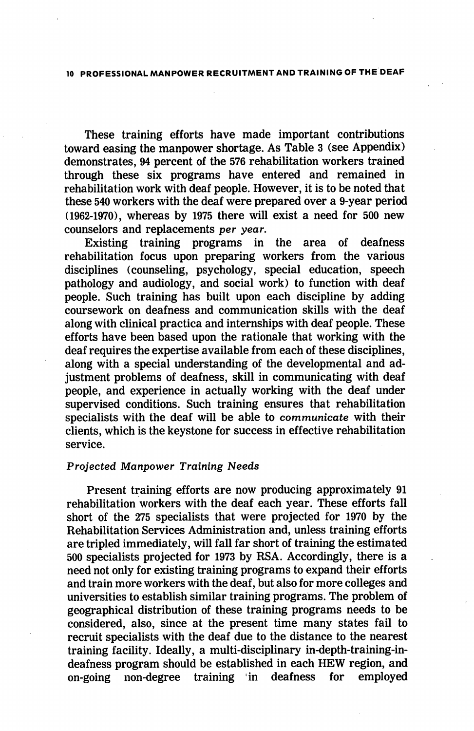These training efforts have made important contributions toward easing the manpower shortage. As Table 3 (see Appendix) demonstrates, 94 percent of the 576 rehabilitation workers trained through these six programs have entered and remained in rehabilitation work with deaf people. However, it is to be noted that these 540 workers with the deaf were prepared over a 9-year period (1962-1970), whereas by 1975 there will exist a need for 500 new counselors and replacements *per year*.

Existing training programs in the area of deafness rehabilitation focus upon preparing workers from the various disciplines (counseling, psychology, special education, speech pathology and audiology, and social work) to function with deaf people. Such training has built upon each discipline by adding coursework on deafness and communication skills with the deaf along with clinical practica and internships with deaf people. These efforts have been based upon the rationale that working with the deaf requires the expertise available from each of these disciplines, along with a special understanding of the developmental and adjustment problems of deafness, skill in communicating with deaf people, and experience in actually working with the deaf under supervised conditions. Such training ensures that rehabilitation specialists with the deaf will be able to *communicate* with their clients, which is the keystone for success in effective rehabilitation service.

### *Projected Manpower Training Needs*

Present training efforts are now producing approximately 91 rehabilitation workers with the deaf each year. These efforts fall short of the 275 specialists that were projected for 1970 by the Rehabilitation Services Administration and, unless training efforts are tripled immediately, will fall far short of training the estimated 500 specialists projected for 1973 by RSA. Accordingly, there is a need not only for existing training programs to expand their efforts and train more workers with the deaf, but also for more colleges and universities to establish similar training programs. The problem of geographical distribution of these training programs needs to be considered, also, since at the present time many states fail to recruit specialists with the deaf due to the distance to the nearest training facility. Ideally, a multi-disciplinary in-depth-training-in-deafness program should be established in each HEW region, and on-going non-degree training in deafness for employed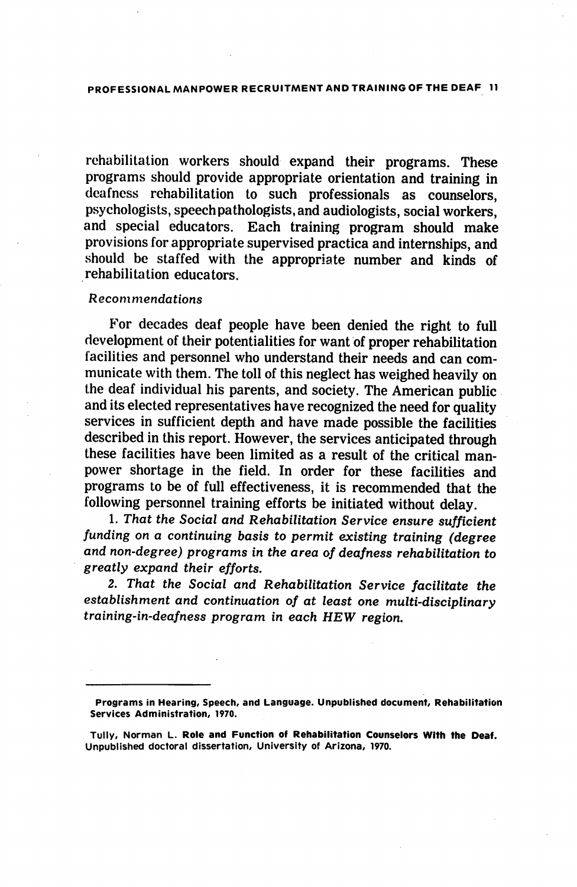rehabilitation workers should expand their programs. These programs should provide appropriate orientation and training in deafness rehabilitation to such professionals as counselors, psychologists, speechpathologists, and audiologists, social workers, and special educators. Each training program should make provisions for appropriate supervised practica and internships, and should be staffed with the appropriate number and kinds of rehabilitation educators.

*Recommendations*

For decades deaf people have been denied the right to full development of their potentialities for want of proper rehabilitation facilities and personnel who understand their needs and can communicate with them. The toll of this neglect has weighed heavily on the deaf individual his parents, and society. The American public and its elected representatives have recognized the need for quality services in sufficient depth and have made possible the facilities described in this report. However, the services anticipated through these facilities have been limited as a result of the critical manpower shortage in the field. In order for these facilities and programs to be of full effectiveness, it is recommended that the following personnel training efforts be initiated without delay.

1. *That the Social and Rehabilitation Service ensure sufficient funding on a continuing basis to permit existing training (degree and non-degree) programs in the area of deafness rehabilitation to greatly expand their efforts.*

2. *That the Social and Rehabilitation Service facilitate the establishment and continuation of at least one multi-disciplinary training-in-deafness program in each HEW region.*

---

**Programs in Hearing, Speech, and Language.** Unpublished document, Rehabilitation Services Administration, 1970.

Tully, Norman L. **Role and Function of Rehabilitation Counselors With the Deaf.** Unpublished doctoral dissertation, University of Arizona, 1970.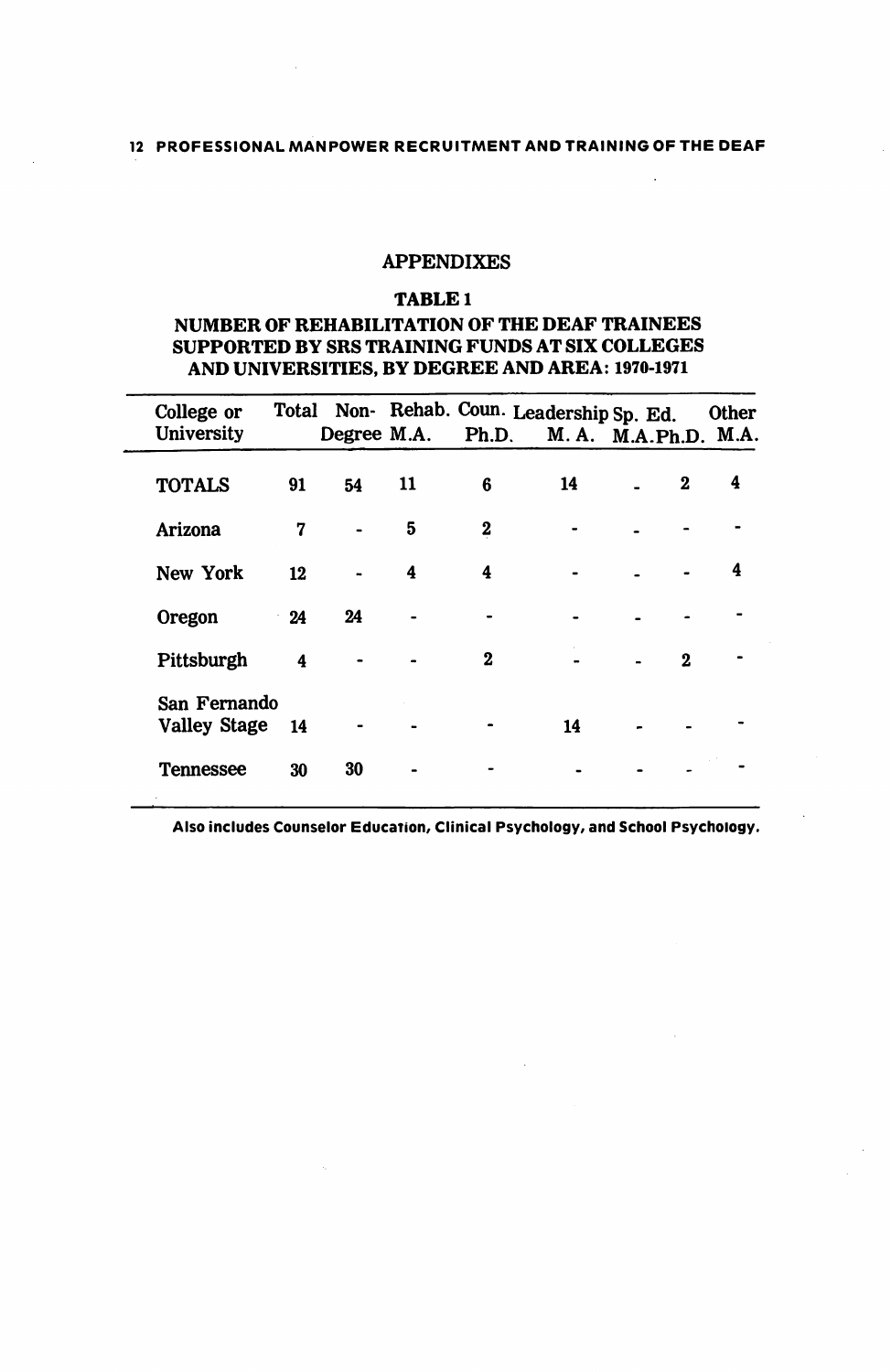## APPENDIXES

### TABLE 1

### NUMBER OF REHABILITATION OF THE DEAF TRAINEES SUPPORTED BY SRS TRAINING FUNDS AT SIX COLLEGES AND UNIVERSITIES, BY DEGREE AND AREA: 1970-1971

| College or University | Total | Non-Degree | Rehab. M.A. | Coun. Ph.D. | Leadership M. A. | Sp. Ed. M.A. | Sp. Ed. Ph.D. | Other M.A. |
|---|---|---|---|---|---|---|---|---|
| TOTALS | 91 | 54 | 11 | 6 | 14 | - | 2 | 4 |
| Arizona | 7 | - | 5 | 2 | - | - | - | - |
| New York | 12 | - | 4 | 4 | - | - | - | 4 |
| Oregon | 24 | 24 | - | - | - | - | - | - |
| Pittsburgh | 4 | - | - | 2 | - | - | 2 | - |
| San Fernando Valley Stage | 14 | - | - | - | 14 | - | - | - |
| Tennessee | 30 | 30 | - | - | - | - | - | - |

Also includes Counselor Education, Clinical Psychology, and School Psychology.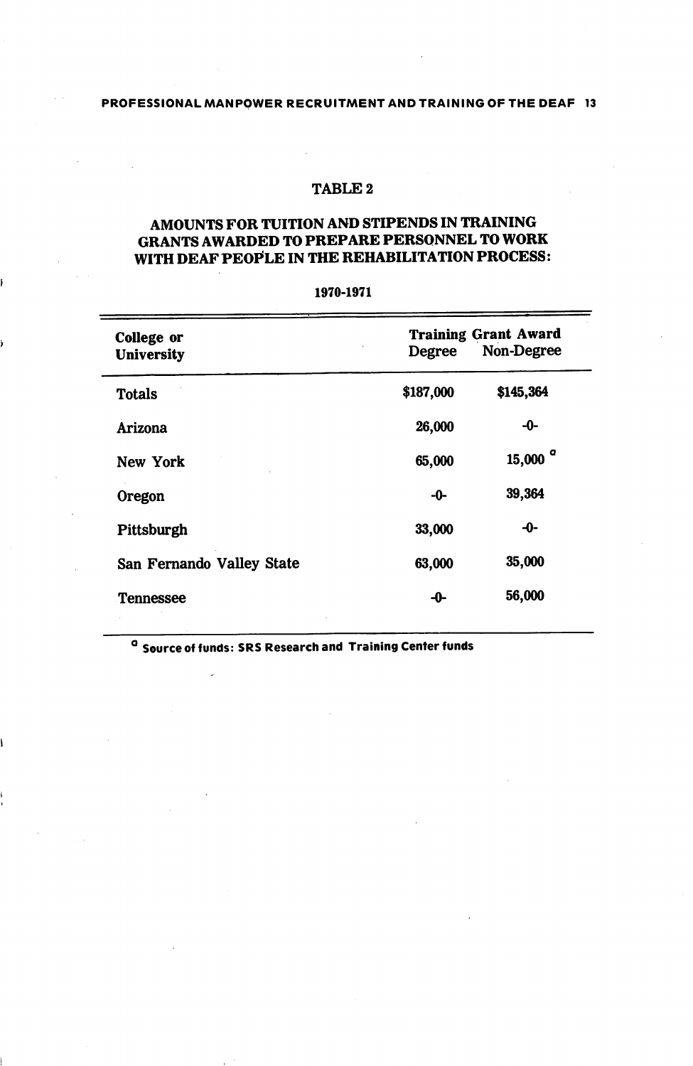## TABLE 2

## AMOUNTS FOR TUITION AND STIPENDS IN TRAINING GRANTS AWARDED TO PREPARE PERSONNEL TO WORK WITH DEAF PEOPLE IN THE REHABILITATION PROCESS:

1970-1971

| College or University | Training Grant Award Degree | Non-Degree |
|---|---|---|
| Totals | $187,000 | $145,364 |
| Arizona | 26,000 | -0- |
| New York | 65,000 | 15,000 [a] |
| Oregon | -0- | 39,364 |
| Pittsburgh | 33,000 | -0- |
| San Fernando Valley State | 63,000 | 35,000 |
| Tennessee | -0- | 56,000 |

[a] Source of funds: SRS Research and Training Center funds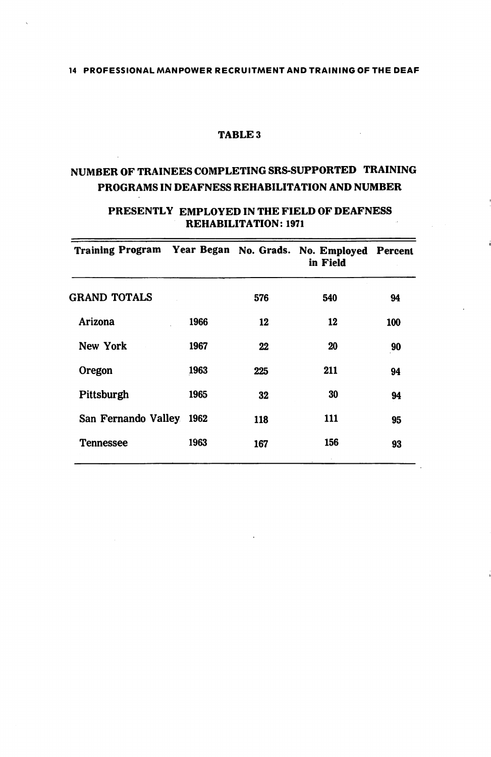## TABLE 3

## NUMBER OF TRAINEES COMPLETING SRS-SUPPORTED TRAINING PROGRAMS IN DEAFNESS REHABILITATION AND NUMBER PRESENTLY EMPLOYED IN THE FIELD OF DEAFNESS REHABILITATION: 1971

| Training Program | Year Began | No. Grads. | No. Employed in Field | Percent |
|---|---|---|---|---|
| GRAND TOTALS | | 576 | 540 | 94 |
| Arizona | 1966 | 12 | 12 | 100 |
| New York | 1967 | 22 | 20 | 90 |
| Oregon | 1963 | 225 | 211 | 94 |
| Pittsburgh | 1965 | 32 | 30 | 94 |
| San Fernando Valley | 1962 | 118 | 111 | 95 |
| Tennessee | 1963 | 167 | 156 | 93 |